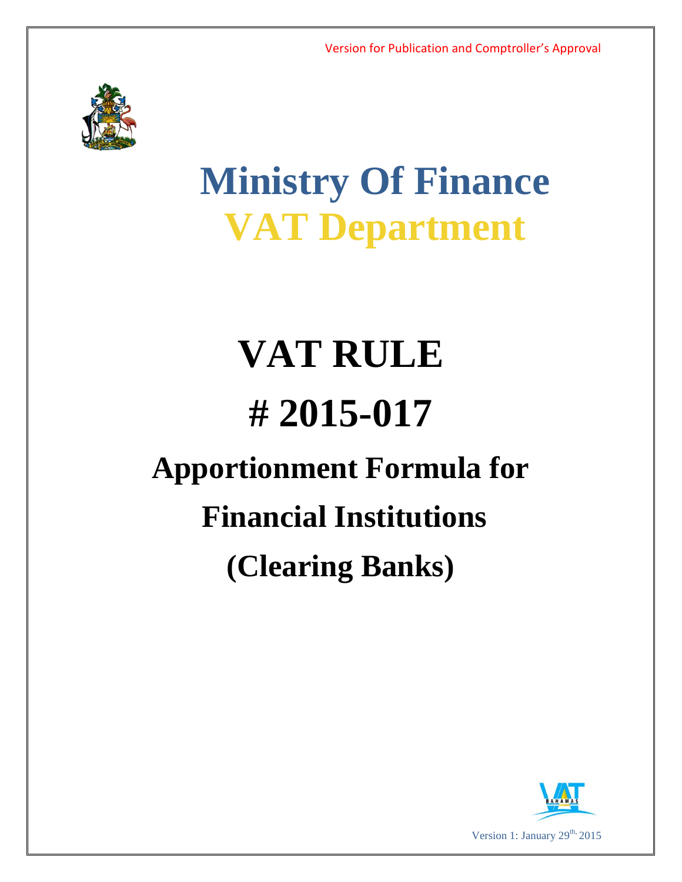Version for Publication and Comptroller's Approval

# Ministry Of Finance
# VAT Department

# VAT RULE
# # 2015-017
## Apportionment Formula for Financial Institutions (Clearing Banks)

Version 1: January 29th, 2015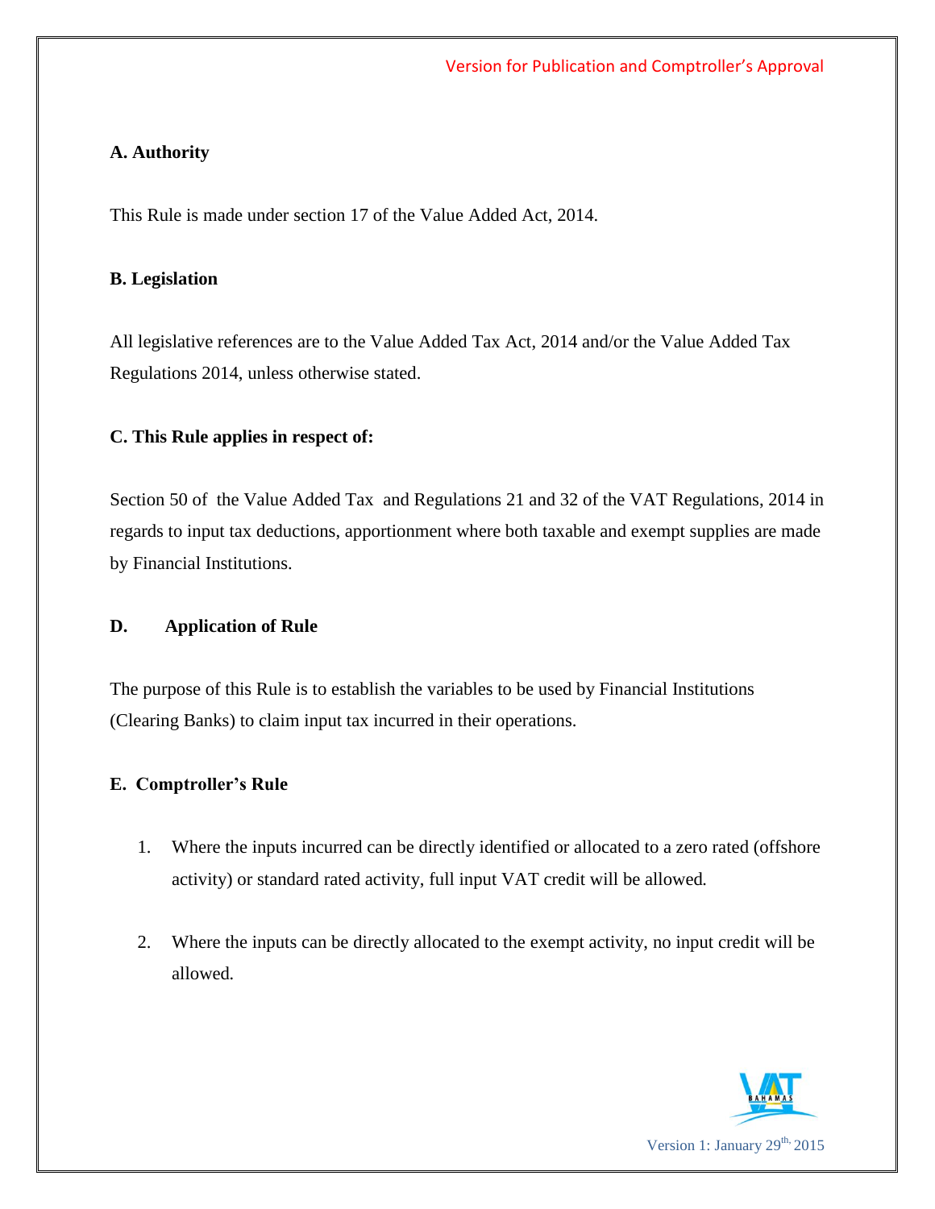### A. Authority

This Rule is made under section 17 of the Value Added Act, 2014.

### B. Legislation

All legislative references are to the Value Added Tax Act, 2014 and/or the Value Added Tax Regulations 2014, unless otherwise stated.

### C. This Rule applies in respect of:

Section 50 of the Value Added Tax and Regulations 21 and 32 of the VAT Regulations, 2014 in regards to input tax deductions, apportionment where both taxable and exempt supplies are made by Financial Institutions.

### D. Application of Rule

The purpose of this Rule is to establish the variables to be used by Financial Institutions (Clearing Banks) to claim input tax incurred in their operations.

### E. Comptroller's Rule

1. Where the inputs incurred can be directly identified or allocated to a zero rated (offshore activity) or standard rated activity, full input VAT credit will be allowed.

2. Where the inputs can be directly allocated to the exempt activity, no input credit will be allowed.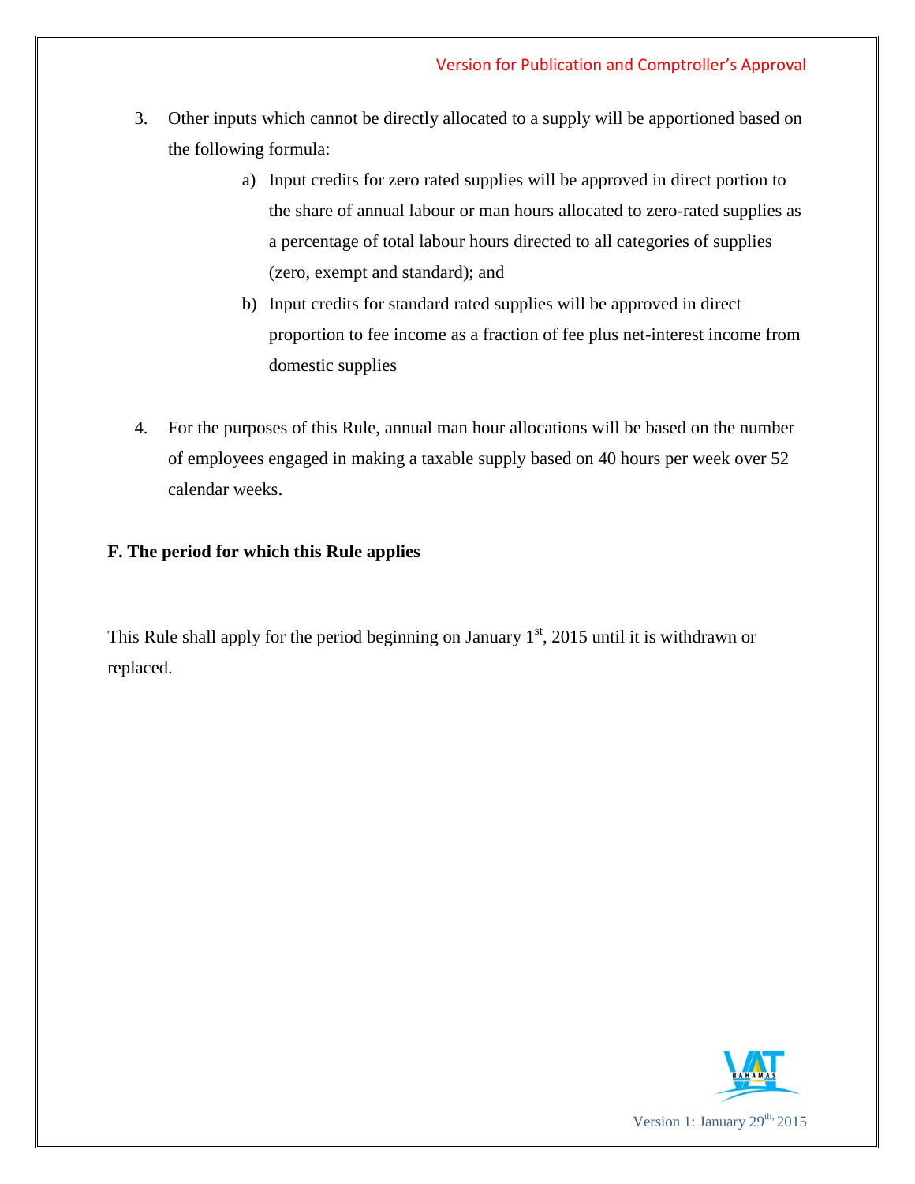3. Other inputs which cannot be directly allocated to a supply will be apportioned based on the following formula:

   a) Input credits for zero rated supplies will be approved in direct portion to the share of annual labour or man hours allocated to zero-rated supplies as a percentage of total labour hours directed to all categories of supplies (zero, exempt and standard); and

   b) Input credits for standard rated supplies will be approved in direct proportion to fee income as a fraction of fee plus net-interest income from domestic supplies

4. For the purposes of this Rule, annual man hour allocations will be based on the number of employees engaged in making a taxable supply based on 40 hours per week over 52 calendar weeks.

**F. The period for which this Rule applies**

This Rule shall apply for the period beginning on January 1st, 2015 until it is withdrawn or replaced.